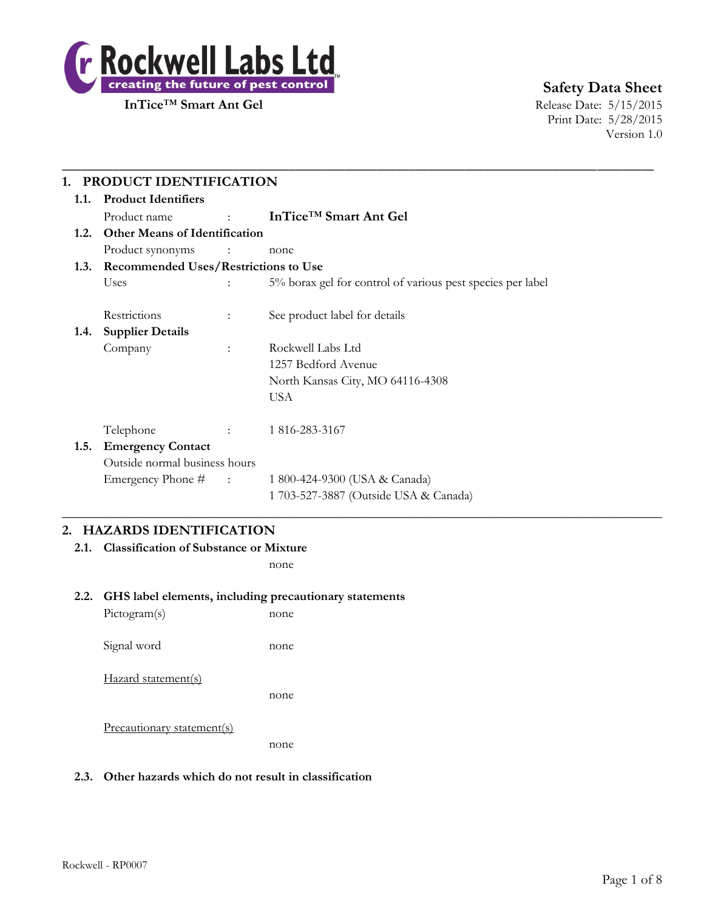Rockwell Labs Ltd
creating the future of pest control™

**InTice™ Smart Ant Gel**

**Safety Data Sheet**
Release Date: 5/15/2015
Print Date: 5/28/2015
Version 1.0

---

## 1. PRODUCT IDENTIFICATION

### 1.1. Product Identifiers

Product name : **InTice™ Smart Ant Gel**

### 1.2. Other Means of Identification

Product synonyms : none

### 1.3. Recommended Uses/Restrictions to Use

Uses : 5% borax gel for control of various pest species per label

Restrictions : See product label for details

### 1.4. Supplier Details

Company : Rockwell Labs Ltd
1257 Bedford Avenue
North Kansas City, MO 64116-4308
USA

Telephone : 1 816-283-3167

### 1.5. Emergency Contact

Outside normal business hours

Emergency Phone # : 1 800-424-9300 (USA & Canada)
1 703-527-3887 (Outside USA & Canada)

---

## 2. HAZARDS IDENTIFICATION

### 2.1. Classification of Substance or Mixture

none

### 2.2. GHS label elements, including precautionary statements

Pictogram(s) none

Signal word none

Hazard statement(s)

none

Precautionary statement(s)

none

### 2.3. Other hazards which do not result in classification

Rockwell - RP0007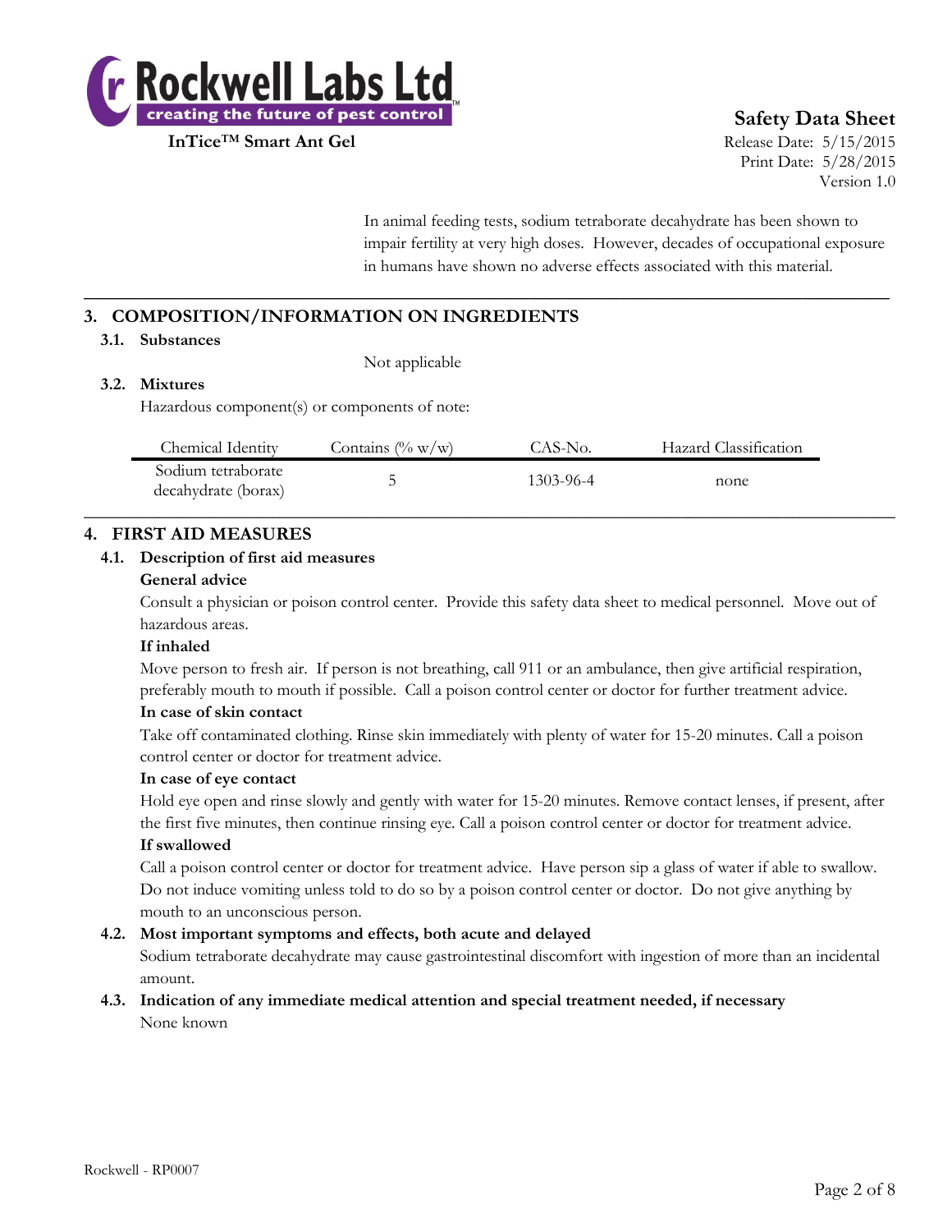In animal feeding tests, sodium tetraborate decahydrate has been shown to impair fertility at very high doses. However, decades of occupational exposure in humans have shown no adverse effects associated with this material.

## 3. COMPOSITION/INFORMATION ON INGREDIENTS

### 3.1. Substances

Not applicable

### 3.2. Mixtures

Hazardous component(s) or components of note:

| Chemical Identity | Contains (% w/w) | CAS-No. | Hazard Classification |
|---|---|---|---|
| Sodium tetraborate decahydrate (borax) | 5 | 1303-96-4 | none |

## 4. FIRST AID MEASURES

### 4.1. Description of first aid measures

**General advice**

Consult a physician or poison control center. Provide this safety data sheet to medical personnel. Move out of hazardous areas.

**If inhaled**

Move person to fresh air. If person is not breathing, call 911 or an ambulance, then give artificial respiration, preferably mouth to mouth if possible. Call a poison control center or doctor for further treatment advice.

**In case of skin contact**

Take off contaminated clothing. Rinse skin immediately with plenty of water for 15-20 minutes. Call a poison control center or doctor for treatment advice.

**In case of eye contact**

Hold eye open and rinse slowly and gently with water for 15-20 minutes. Remove contact lenses, if present, after the first five minutes, then continue rinsing eye. Call a poison control center or doctor for treatment advice.

**If swallowed**

Call a poison control center or doctor for treatment advice. Have person sip a glass of water if able to swallow. Do not induce vomiting unless told to do so by a poison control center or doctor. Do not give anything by mouth to an unconscious person.

### 4.2. Most important symptoms and effects, both acute and delayed

Sodium tetraborate decahydrate may cause gastrointestinal discomfort with ingestion of more than an incidental amount.

### 4.3. Indication of any immediate medical attention and special treatment needed, if necessary

None known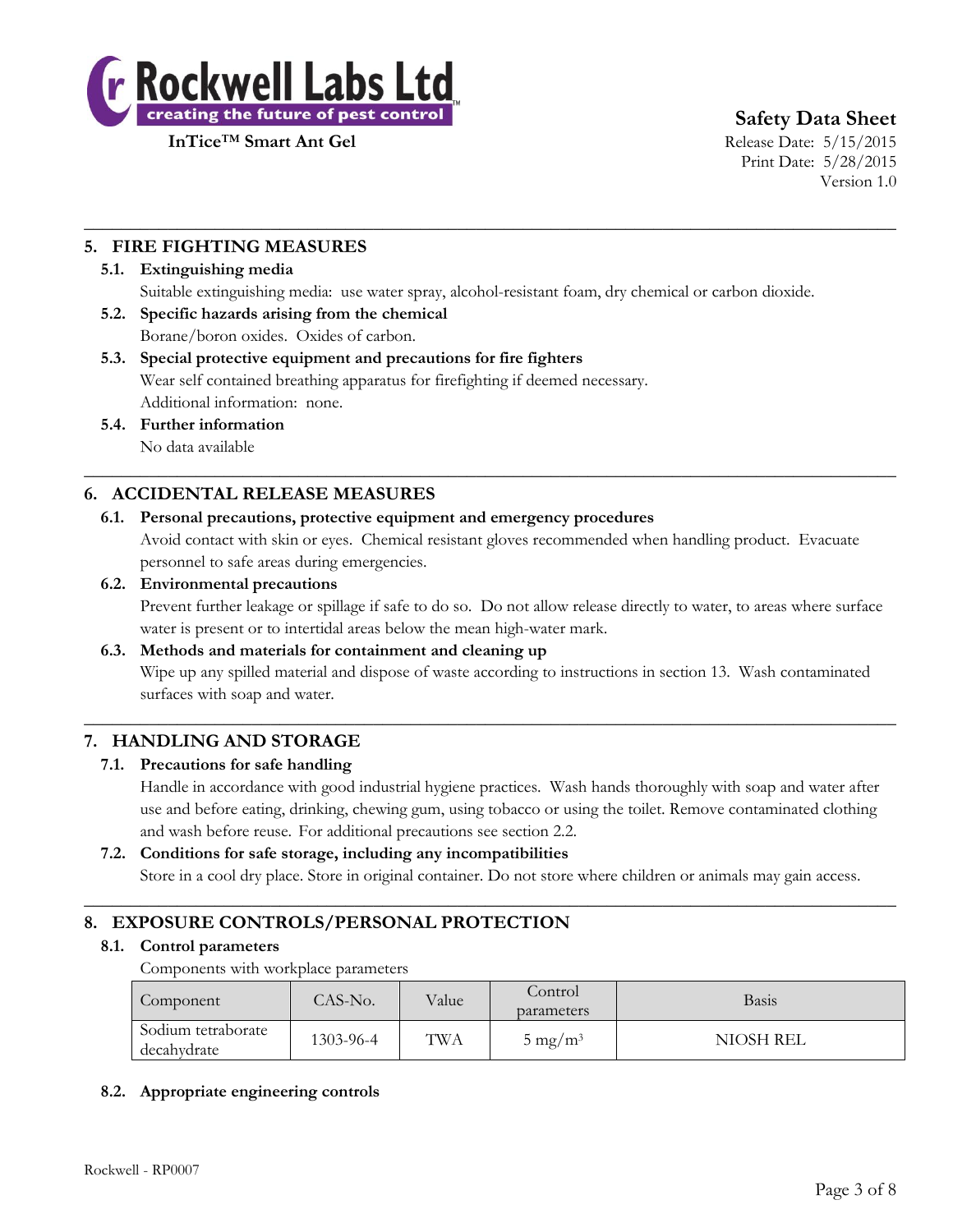## 5. FIRE FIGHTING MEASURES

### 5.1. Extinguishing media

Suitable extinguishing media: use water spray, alcohol-resistant foam, dry chemical or carbon dioxide.

### 5.2. Specific hazards arising from the chemical

Borane/boron oxides. Oxides of carbon.

### 5.3. Special protective equipment and precautions for fire fighters

Wear self contained breathing apparatus for firefighting if deemed necessary.

Additional information: none.

### 5.4. Further information

No data available

## 6. ACCIDENTAL RELEASE MEASURES

### 6.1. Personal precautions, protective equipment and emergency procedures

Avoid contact with skin or eyes. Chemical resistant gloves recommended when handling product. Evacuate personnel to safe areas during emergencies.

### 6.2. Environmental precautions

Prevent further leakage or spillage if safe to do so. Do not allow release directly to water, to areas where surface water is present or to intertidal areas below the mean high-water mark.

### 6.3. Methods and materials for containment and cleaning up

Wipe up any spilled material and dispose of waste according to instructions in section 13. Wash contaminated surfaces with soap and water.

## 7. HANDLING AND STORAGE

### 7.1. Precautions for safe handling

Handle in accordance with good industrial hygiene practices. Wash hands thoroughly with soap and water after use and before eating, drinking, chewing gum, using tobacco or using the toilet. Remove contaminated clothing and wash before reuse. For additional precautions see section 2.2.

### 7.2. Conditions for safe storage, including any incompatibilities

Store in a cool dry place. Store in original container. Do not store where children or animals may gain access.

## 8. EXPOSURE CONTROLS/PERSONAL PROTECTION

### 8.1. Control parameters

Components with workplace parameters

| Component | CAS-No. | Value | Control parameters | Basis |
|---|---|---|---|---|
| Sodium tetraborate decahydrate | 1303-96-4 | TWA | 5 $mg/m^3$ | NIOSH REL |

### 8.2. Appropriate engineering controls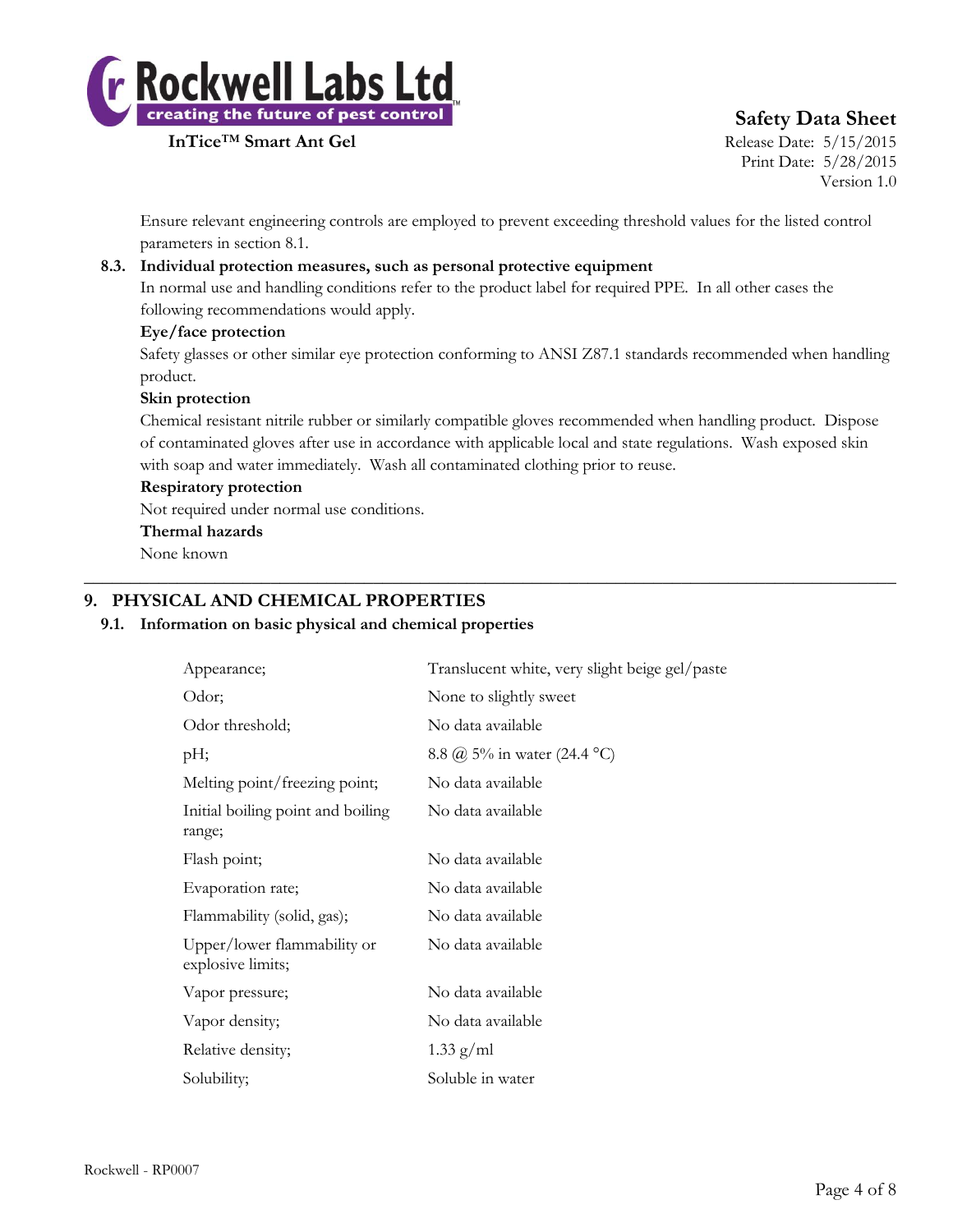Ensure relevant engineering controls are employed to prevent exceeding threshold values for the listed control parameters in section 8.1.

**8.3. Individual protection measures, such as personal protective equipment**

In normal use and handling conditions refer to the product label for required PPE. In all other cases the following recommendations would apply.

**Eye/face protection**

Safety glasses or other similar eye protection conforming to ANSI Z87.1 standards recommended when handling product.

**Skin protection**

Chemical resistant nitrile rubber or similarly compatible gloves recommended when handling product. Dispose of contaminated gloves after use in accordance with applicable local and state regulations. Wash exposed skin with soap and water immediately. Wash all contaminated clothing prior to reuse.

**Respiratory protection**

Not required under normal use conditions.

**Thermal hazards**

None known

---

## 9. PHYSICAL AND CHEMICAL PROPERTIES

### 9.1. Information on basic physical and chemical properties

| | |
|---|---|
| Appearance; | Translucent white, very slight beige gel/paste |
| Odor; | None to slightly sweet |
| Odor threshold; | No data available |
| pH; | 8.8 @ 5% in water (24.4 °C) |
| Melting point/freezing point; | No data available |
| Initial boiling point and boiling range; | No data available |
| Flash point; | No data available |
| Evaporation rate; | No data available |
| Flammability (solid, gas); | No data available |
| Upper/lower flammability or explosive limits; | No data available |
| Vapor pressure; | No data available |
| Vapor density; | No data available |
| Relative density; | 1.33 g/ml |
| Solubility; | Soluble in water |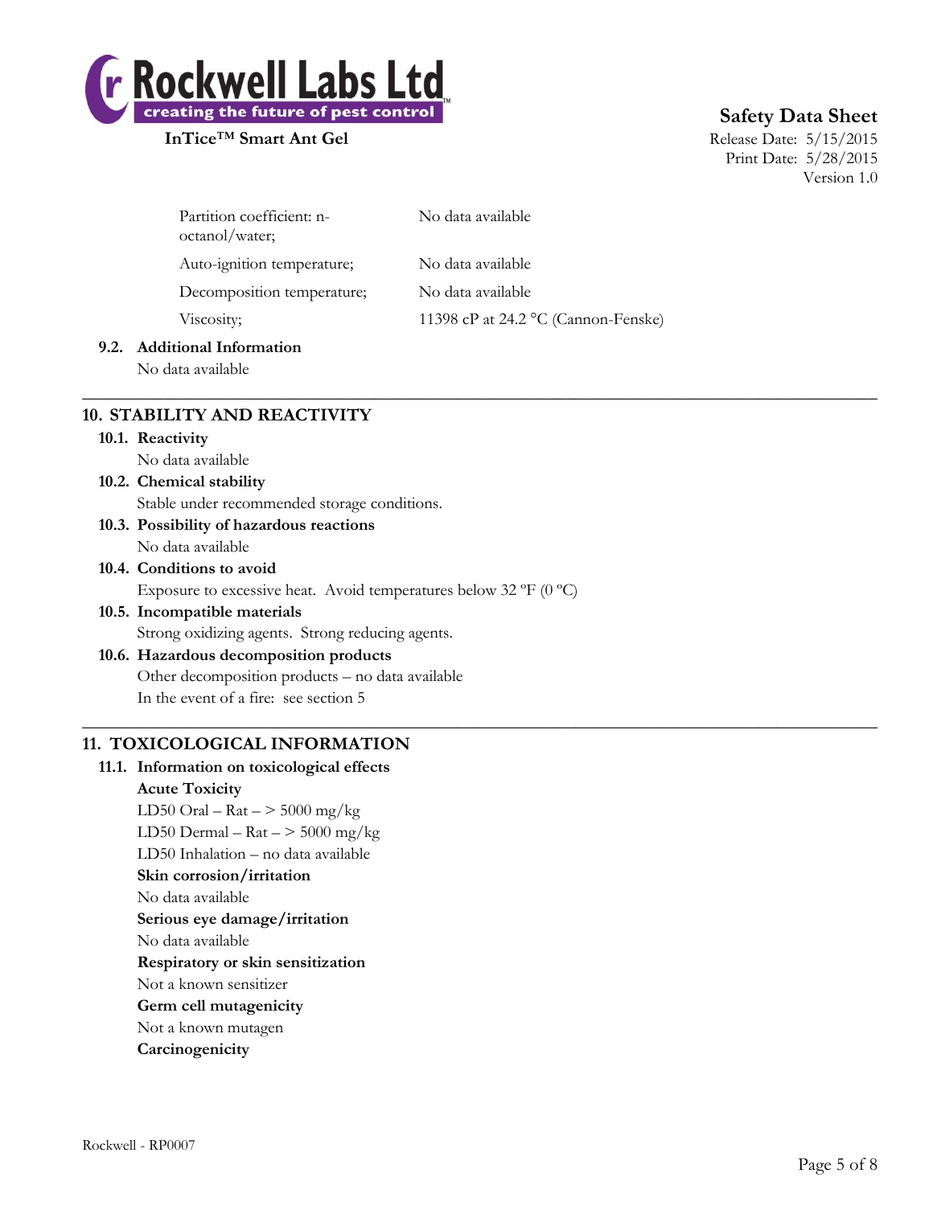| | |
|---|---|
| Partition coefficient: n-octanol/water; | No data available |
| Auto-ignition temperature; | No data available |
| Decomposition temperature; | No data available |
| Viscosity; | 11398 cP at 24.2 °C (Cannon-Fenske) |

### 9.2. Additional Information

No data available

## 10. STABILITY AND REACTIVITY

### 10.1. Reactivity

No data available

### 10.2. Chemical stability

Stable under recommended storage conditions.

### 10.3. Possibility of hazardous reactions

No data available

### 10.4. Conditions to avoid

Exposure to excessive heat. Avoid temperatures below 32 ºF (0 ºC)

### 10.5. Incompatible materials

Strong oxidizing agents. Strong reducing agents.

### 10.6. Hazardous decomposition products

Other decomposition products – no data available

In the event of a fire: see section 5

## 11. TOXICOLOGICAL INFORMATION

### 11.1. Information on toxicological effects

**Acute Toxicity**

LD50 Oral – Rat – > 5000 mg/kg

LD50 Dermal – Rat – > 5000 mg/kg

LD50 Inhalation – no data available

**Skin corrosion/irritation**

No data available

**Serious eye damage/irritation**

No data available

**Respiratory or skin sensitization**

Not a known sensitizer

**Germ cell mutagenicity**

Not a known mutagen

**Carcinogenicity**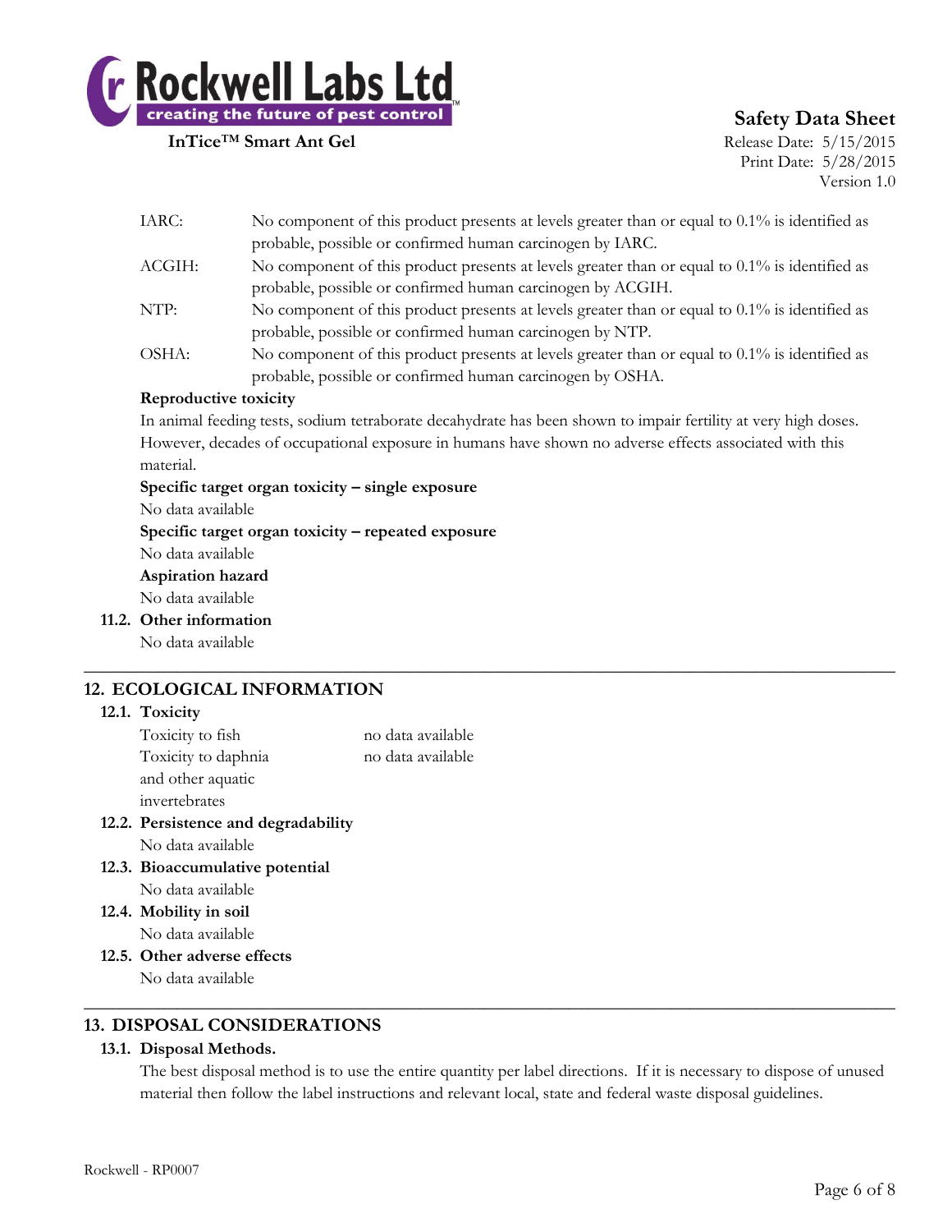| | |
|---|---|
| IARC: | No component of this product presents at levels greater than or equal to 0.1% is identified as probable, possible or confirmed human carcinogen by IARC. |
| ACGIH: | No component of this product presents at levels greater than or equal to 0.1% is identified as probable, possible or confirmed human carcinogen by ACGIH. |
| NTP: | No component of this product presents at levels greater than or equal to 0.1% is identified as probable, possible or confirmed human carcinogen by NTP. |
| OSHA: | No component of this product presents at levels greater than or equal to 0.1% is identified as probable, possible or confirmed human carcinogen by OSHA. |

**Reproductive toxicity**

In animal feeding tests, sodium tetraborate decahydrate has been shown to impair fertility at very high doses. However, decades of occupational exposure in humans have shown no adverse effects associated with this material.

**Specific target organ toxicity – single exposure**

No data available

**Specific target organ toxicity – repeated exposure**

No data available

**Aspiration hazard**

No data available

### 11.2. Other information

No data available

## 12. ECOLOGICAL INFORMATION

### 12.1. Toxicity

| | |
|---|---|
| Toxicity to fish | no data available |
| Toxicity to daphnia and other aquatic invertebrates | no data available |

### 12.2. Persistence and degradability

No data available

### 12.3. Bioaccumulative potential

No data available

### 12.4. Mobility in soil

No data available

### 12.5. Other adverse effects

No data available

## 13. DISPOSAL CONSIDERATIONS

### 13.1. Disposal Methods.

The best disposal method is to use the entire quantity per label directions. If it is necessary to dispose of unused material then follow the label instructions and relevant local, state and federal waste disposal guidelines.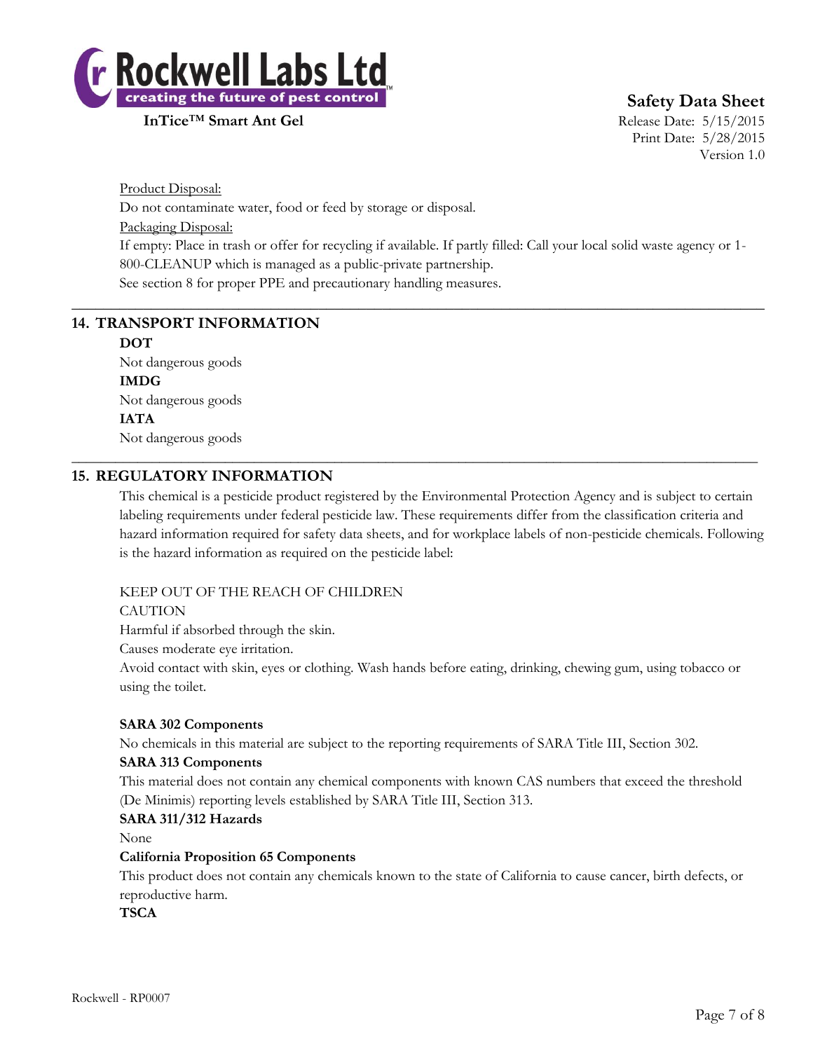Product Disposal:

Do not contaminate water, food or feed by storage or disposal.

Packaging Disposal:

If empty: Place in trash or offer for recycling if available. If partly filled: Call your local solid waste agency or 1-800-CLEANUP which is managed as a public-private partnership.

See section 8 for proper PPE and precautionary handling measures.

## 14. TRANSPORT INFORMATION

**DOT**

Not dangerous goods

**IMDG**

Not dangerous goods

**IATA**

Not dangerous goods

## 15. REGULATORY INFORMATION

This chemical is a pesticide product registered by the Environmental Protection Agency and is subject to certain labeling requirements under federal pesticide law. These requirements differ from the classification criteria and hazard information required for safety data sheets, and for workplace labels of non-pesticide chemicals. Following is the hazard information as required on the pesticide label:

KEEP OUT OF THE REACH OF CHILDREN

CAUTION

Harmful if absorbed through the skin.

Causes moderate eye irritation.

Avoid contact with skin, eyes or clothing. Wash hands before eating, drinking, chewing gum, using tobacco or using the toilet.

**SARA 302 Components**

No chemicals in this material are subject to the reporting requirements of SARA Title III, Section 302.

**SARA 313 Components**

This material does not contain any chemical components with known CAS numbers that exceed the threshold (De Minimis) reporting levels established by SARA Title III, Section 313.

**SARA 311/312 Hazards**

None

**California Proposition 65 Components**

This product does not contain any chemicals known to the state of California to cause cancer, birth defects, or reproductive harm.

**TSCA**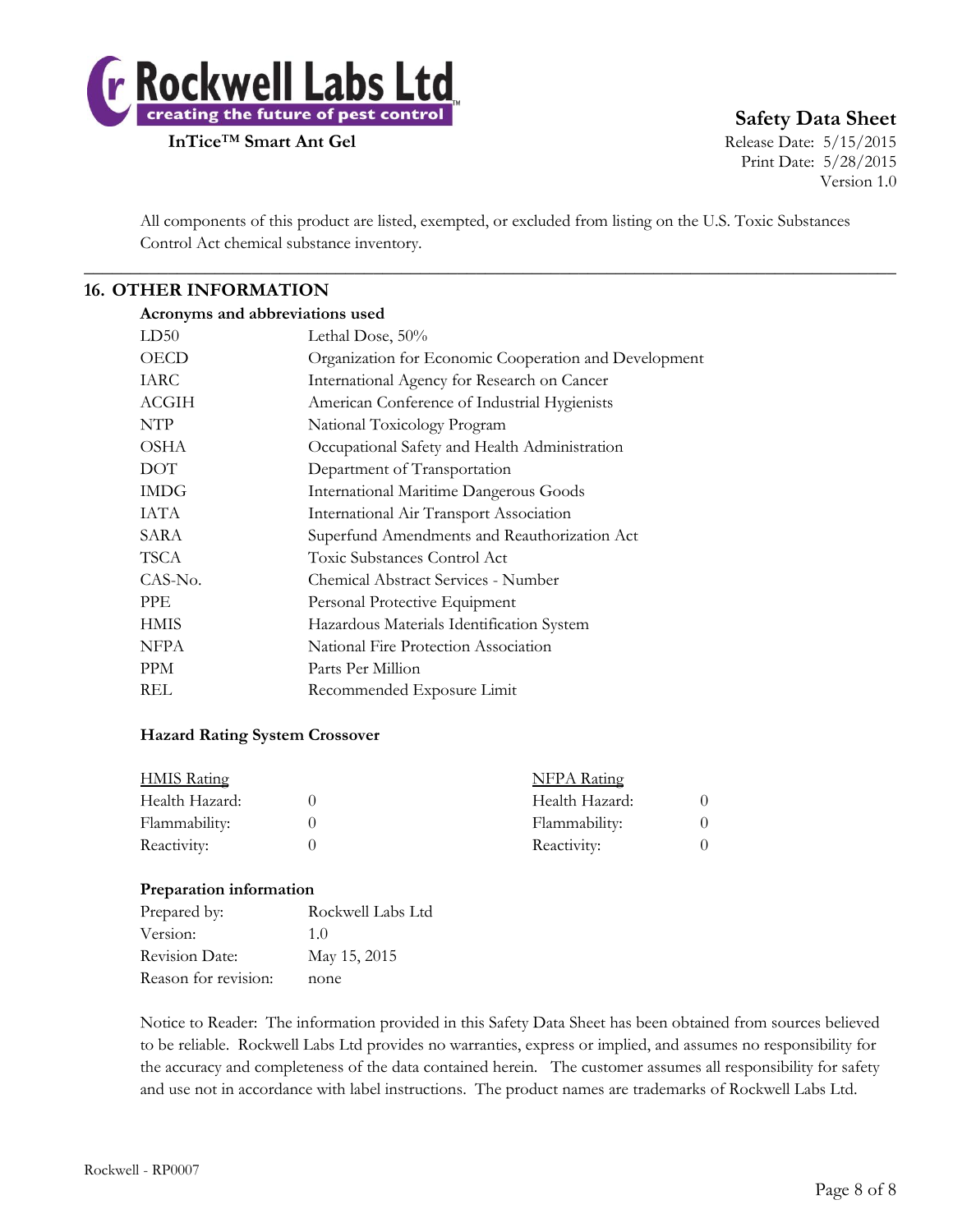All components of this product are listed, exempted, or excluded from listing on the U.S. Toxic Substances Control Act chemical substance inventory.

## 16. OTHER INFORMATION

**Acronyms and abbreviations used**

| | |
|---|---|
| LD50 | Lethal Dose, 50% |
| OECD | Organization for Economic Cooperation and Development |
| IARC | International Agency for Research on Cancer |
| ACGIH | American Conference of Industrial Hygienists |
| NTP | National Toxicology Program |
| OSHA | Occupational Safety and Health Administration |
| DOT | Department of Transportation |
| IMDG | International Maritime Dangerous Goods |
| IATA | International Air Transport Association |
| SARA | Superfund Amendments and Reauthorization Act |
| TSCA | Toxic Substances Control Act |
| CAS-No. | Chemical Abstract Services - Number |
| PPE | Personal Protective Equipment |
| HMIS | Hazardous Materials Identification System |
| NFPA | National Fire Protection Association |
| PPM | Parts Per Million |
| REL | Recommended Exposure Limit |

**Hazard Rating System Crossover**

| HMIS Rating | | NFPA Rating | |
|---|---|---|---|
| Health Hazard: | 0 | Health Hazard: | 0 |
| Flammability: | 0 | Flammability: | 0 |
| Reactivity: | 0 | Reactivity: | 0 |

**Preparation information**

| | |
|---|---|
| Prepared by: | Rockwell Labs Ltd |
| Version: | 1.0 |
| Revision Date: | May 15, 2015 |
| Reason for revision: | none |

Notice to Reader: The information provided in this Safety Data Sheet has been obtained from sources believed to be reliable. Rockwell Labs Ltd provides no warranties, express or implied, and assumes no responsibility for the accuracy and completeness of the data contained herein. The customer assumes all responsibility for safety and use not in accordance with label instructions. The product names are trademarks of Rockwell Labs Ltd.